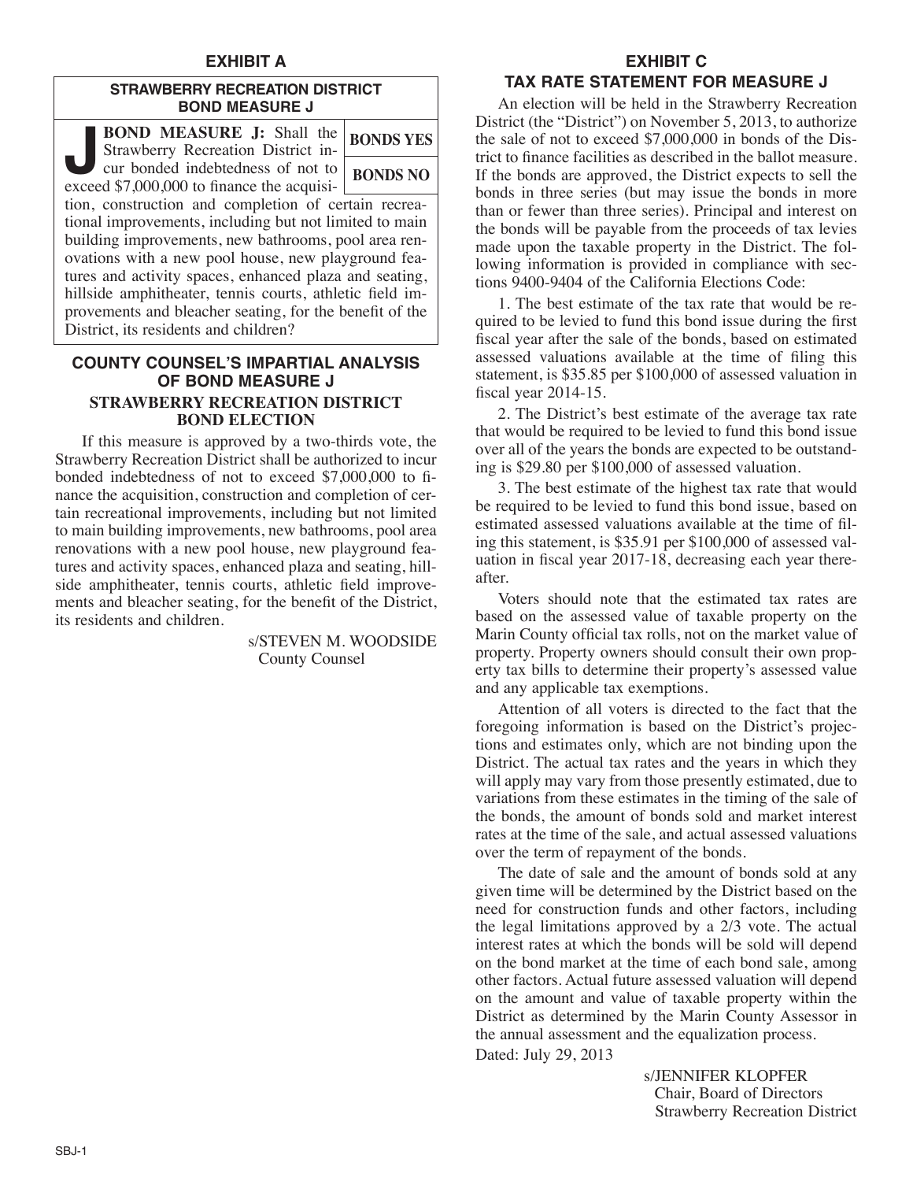## EXHIBIT A

### STRAWBERRY RECREATION DISTRICT BOND MEASURE J

| | |
|---|---|
| **J BOND MEASURE J:** Shall the Strawberry Recreation District incur bonded indebtedness of not to exceed $7,000,000 to finance the acquisition, construction and completion of certain recreational improvements, including but not limited to main building improvements, new bathrooms, pool area renovations with a new pool house, new playground features and activity spaces, enhanced plaza and seating, hillside amphitheater, tennis courts, athletic field improvements and bleacher seating, for the benefit of the District, its residents and children? | **BONDS YES** / **BONDS NO** |

### COUNTY COUNSEL'S IMPARTIAL ANALYSIS OF BOND MEASURE J

#### STRAWBERRY RECREATION DISTRICT BOND ELECTION

If this measure is approved by a two-thirds vote, the Strawberry Recreation District shall be authorized to incur bonded indebtedness of not to exceed $7,000,000 to finance the acquisition, construction and completion of certain recreational improvements, including but not limited to main building improvements, new bathrooms, pool area renovations with a new pool house, new playground features and activity spaces, enhanced plaza and seating, hillside amphitheater, tennis courts, athletic field improvements and bleacher seating, for the benefit of the District, its residents and children.

s/STEVEN M. WOODSIDE
County Counsel

## EXHIBIT C

### TAX RATE STATEMENT FOR MEASURE J

An election will be held in the Strawberry Recreation District (the "District") on November 5, 2013, to authorize the sale of not to exceed $7,000,000 in bonds of the District to finance facilities as described in the ballot measure. If the bonds are approved, the District expects to sell the bonds in three series (but may issue the bonds in more than or fewer than three series). Principal and interest on the bonds will be payable from the proceeds of tax levies made upon the taxable property in the District. The following information is provided in compliance with sections 9400-9404 of the California Elections Code:

1. The best estimate of the tax rate that would be required to be levied to fund this bond issue during the first fiscal year after the sale of the bonds, based on estimated assessed valuations available at the time of filing this statement, is $35.85 per $100,000 of assessed valuation in fiscal year 2014-15.

2. The District's best estimate of the average tax rate that would be required to be levied to fund this bond issue over all of the years the bonds are expected to be outstanding is $29.80 per $100,000 of assessed valuation.

3. The best estimate of the highest tax rate that would be required to be levied to fund this bond issue, based on estimated assessed valuations available at the time of filing this statement, is $35.91 per $100,000 of assessed valuation in fiscal year 2017-18, decreasing each year thereafter.

Voters should note that the estimated tax rates are based on the assessed value of taxable property on the Marin County official tax rolls, not on the market value of property. Property owners should consult their own property tax bills to determine their property's assessed value and any applicable tax exemptions.

Attention of all voters is directed to the fact that the foregoing information is based on the District's projections and estimates only, which are not binding upon the District. The actual tax rates and the years in which they will apply may vary from those presently estimated, due to variations from these estimates in the timing of the sale of the bonds, the amount of bonds sold and market interest rates at the time of the sale, and actual assessed valuations over the term of repayment of the bonds.

The date of sale and the amount of bonds sold at any given time will be determined by the District based on the need for construction funds and other factors, including the legal limitations approved by a 2/3 vote. The actual interest rates at which the bonds will be sold will depend on the bond market at the time of each bond sale, among other factors. Actual future assessed valuation will depend on the amount and value of taxable property within the District as determined by the Marin County Assessor in the annual assessment and the equalization process.

Dated: July 29, 2013

s/JENNIFER KLOPFER
Chair, Board of Directors
Strawberry Recreation District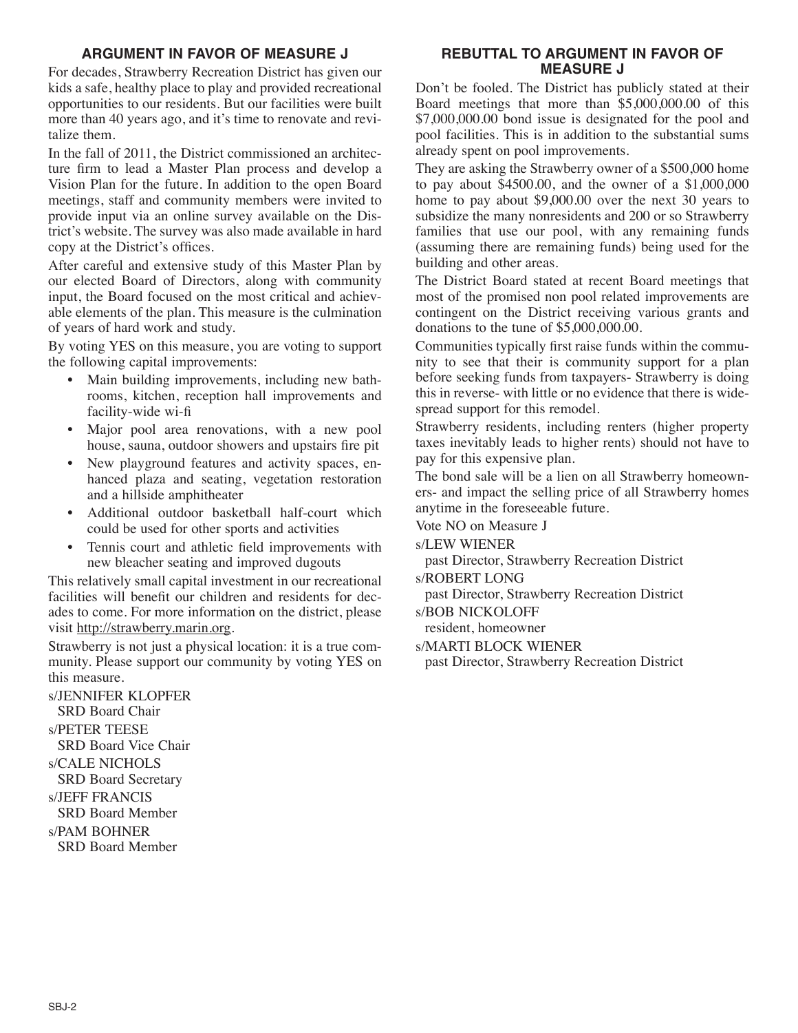## ARGUMENT IN FAVOR OF MEASURE J

For decades, Strawberry Recreation District has given our kids a safe, healthy place to play and provided recreational opportunities to our residents. But our facilities were built more than 40 years ago, and it's time to renovate and revitalize them.

In the fall of 2011, the District commissioned an architecture firm to lead a Master Plan process and develop a Vision Plan for the future. In addition to the open Board meetings, staff and community members were invited to provide input via an online survey available on the District's website. The survey was also made available in hard copy at the District's offices.

After careful and extensive study of this Master Plan by our elected Board of Directors, along with community input, the Board focused on the most critical and achievable elements of the plan. This measure is the culmination of years of hard work and study.

By voting YES on this measure, you are voting to support the following capital improvements:

- Main building improvements, including new bathrooms, kitchen, reception hall improvements and facility-wide wi-fi
- Major pool area renovations, with a new pool house, sauna, outdoor showers and upstairs fire pit
- New playground features and activity spaces, enhanced plaza and seating, vegetation restoration and a hillside amphitheater
- Additional outdoor basketball half-court which could be used for other sports and activities
- Tennis court and athletic field improvements with new bleacher seating and improved dugouts

This relatively small capital investment in our recreational facilities will benefit our children and residents for decades to come. For more information on the district, please visit http://strawberry.marin.org.

Strawberry is not just a physical location: it is a true community. Please support our community by voting YES on this measure.

s/JENNIFER KLOPFER
SRD Board Chair

s/PETER TEESE
SRD Board Vice Chair

s/CALE NICHOLS
SRD Board Secretary

s/JEFF FRANCIS
SRD Board Member

s/PAM BOHNER
SRD Board Member

## REBUTTAL TO ARGUMENT IN FAVOR OF MEASURE J

Don't be fooled. The District has publicly stated at their Board meetings that more than $5,000,000.00 of this $7,000,000.00 bond issue is designated for the pool and pool facilities. This is in addition to the substantial sums already spent on pool improvements.

They are asking the Strawberry owner of a $500,000 home to pay about $4500.00, and the owner of a $1,000,000 home to pay about $9,000.00 over the next 30 years to subsidize the many nonresidents and 200 or so Strawberry families that use our pool, with any remaining funds (assuming there are remaining funds) being used for the building and other areas.

The District Board stated at recent Board meetings that most of the promised non pool related improvements are contingent on the District receiving various grants and donations to the tune of $5,000,000.00.

Communities typically first raise funds within the community to see that their is community support for a plan before seeking funds from taxpayers- Strawberry is doing this in reverse- with little or no evidence that there is widespread support for this remodel.

Strawberry residents, including renters (higher property taxes inevitably leads to higher rents) should not have to pay for this expensive plan.

The bond sale will be a lien on all Strawberry homeowners- and impact the selling price of all Strawberry homes anytime in the foreseeable future.

Vote NO on Measure J

s/LEW WIENER
past Director, Strawberry Recreation District

s/ROBERT LONG
past Director, Strawberry Recreation District

s/BOB NICKOLOFF
resident, homeowner

s/MARTI BLOCK WIENER
past Director, Strawberry Recreation District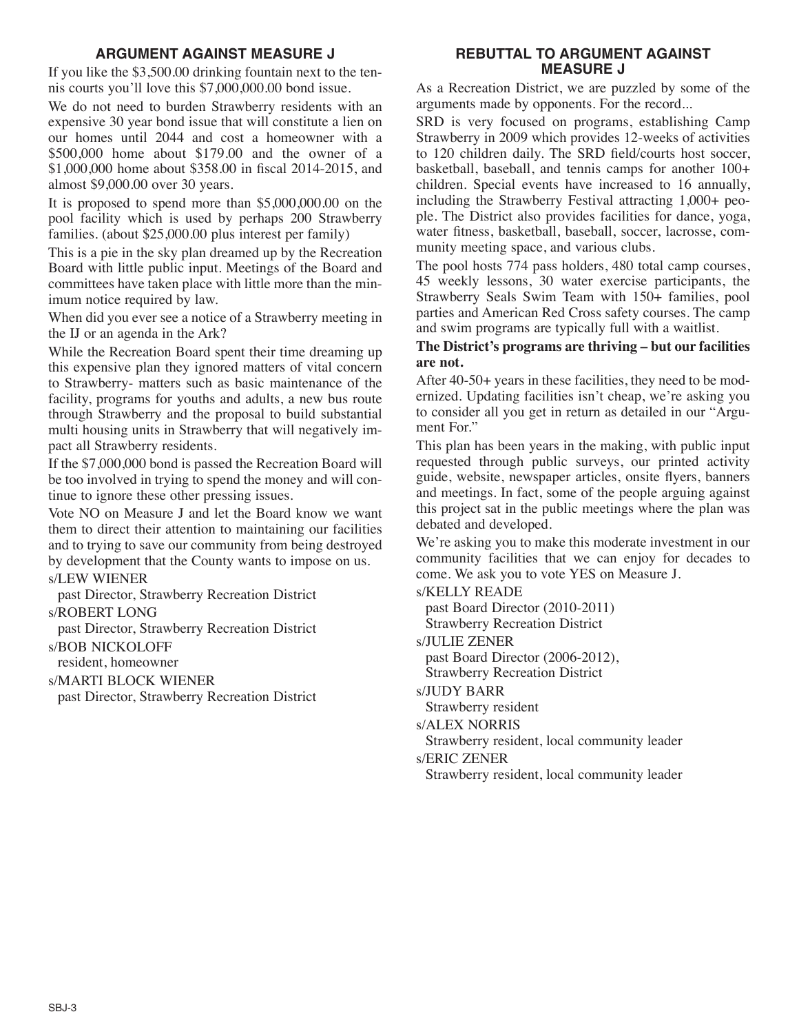## ARGUMENT AGAINST MEASURE J

If you like the $3,500.00 drinking fountain next to the tennis courts you'll love this $7,000,000.00 bond issue.

We do not need to burden Strawberry residents with an expensive 30 year bond issue that will constitute a lien on our homes until 2044 and cost a homeowner with a $500,000 home about $179.00 and the owner of a $1,000,000 home about $358.00 in fiscal 2014-2015, and almost $9,000.00 over 30 years.

It is proposed to spend more than $5,000,000.00 on the pool facility which is used by perhaps 200 Strawberry families. (about $25,000.00 plus interest per family)

This is a pie in the sky plan dreamed up by the Recreation Board with little public input. Meetings of the Board and committees have taken place with little more than the minimum notice required by law.

When did you ever see a notice of a Strawberry meeting in the IJ or an agenda in the Ark?

While the Recreation Board spent their time dreaming up this expensive plan they ignored matters of vital concern to Strawberry- matters such as basic maintenance of the facility, programs for youths and adults, a new bus route through Strawberry and the proposal to build substantial multi housing units in Strawberry that will negatively impact all Strawberry residents.

If the $7,000,000 bond is passed the Recreation Board will be too involved in trying to spend the money and will continue to ignore these other pressing issues.

Vote NO on Measure J and let the Board know we want them to direct their attention to maintaining our facilities and to trying to save our community from being destroyed by development that the County wants to impose on us.

s/LEW WIENER
past Director, Strawberry Recreation District

s/ROBERT LONG
past Director, Strawberry Recreation District

s/BOB NICKOLOFF
resident, homeowner

s/MARTI BLOCK WIENER
past Director, Strawberry Recreation District

## REBUTTAL TO ARGUMENT AGAINST MEASURE J

As a Recreation District, we are puzzled by some of the arguments made by opponents. For the record...

SRD is very focused on programs, establishing Camp Strawberry in 2009 which provides 12-weeks of activities to 120 children daily. The SRD field/courts host soccer, basketball, baseball, and tennis camps for another 100+ children. Special events have increased to 16 annually, including the Strawberry Festival attracting 1,000+ people. The District also provides facilities for dance, yoga, water fitness, basketball, baseball, soccer, lacrosse, community meeting space, and various clubs.

The pool hosts 774 pass holders, 480 total camp courses, 45 weekly lessons, 30 water exercise participants, the Strawberry Seals Swim Team with 150+ families, pool parties and American Red Cross safety courses. The camp and swim programs are typically full with a waitlist.

**The District's programs are thriving – but our facilities are not.**

After 40-50+ years in these facilities, they need to be modernized. Updating facilities isn't cheap, we're asking you to consider all you get in return as detailed in our "Argument For."

This plan has been years in the making, with public input requested through public surveys, our printed activity guide, website, newspaper articles, onsite flyers, banners and meetings. In fact, some of the people arguing against this project sat in the public meetings where the plan was debated and developed.

We're asking you to make this moderate investment in our community facilities that we can enjoy for decades to come. We ask you to vote YES on Measure J.

s/KELLY READE
past Board Director (2010-2011)
Strawberry Recreation District

s/JULIE ZENER
past Board Director (2006-2012),
Strawberry Recreation District

s/JUDY BARR
Strawberry resident

s/ALEX NORRIS
Strawberry resident, local community leader

s/ERIC ZENER
Strawberry resident, local community leader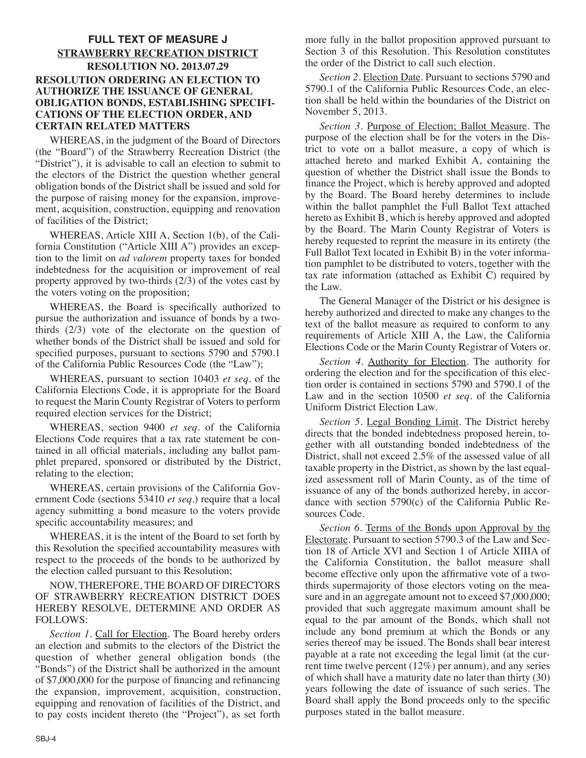## FULL TEXT OF MEASURE J

## STRAWBERRY RECREATION DISTRICT

## RESOLUTION NO. 2013.07.29

### RESOLUTION ORDERING AN ELECTION TO AUTHORIZE THE ISSUANCE OF GENERAL OBLIGATION BONDS, ESTABLISHING SPECIFICATIONS OF THE ELECTION ORDER, AND CERTAIN RELATED MATTERS

WHEREAS, in the judgment of the Board of Directors (the "Board") of the Strawberry Recreation District (the "District"), it is advisable to call an election to submit to the electors of the District the question whether general obligation bonds of the District shall be issued and sold for the purpose of raising money for the expansion, improvement, acquisition, construction, equipping and renovation of facilities of the District;

WHEREAS, Article XIII A, Section 1(b), of the California Constitution ("Article XIII A") provides an exception to the limit on *ad valorem* property taxes for bonded indebtedness for the acquisition or improvement of real property approved by two-thirds (2/3) of the votes cast by the voters voting on the proposition;

WHEREAS, the Board is specifically authorized to pursue the authorization and issuance of bonds by a two-thirds (2/3) vote of the electorate on the question of whether bonds of the District shall be issued and sold for specified purposes, pursuant to sections 5790 and 5790.1 of the California Public Resources Code (the "Law");

WHEREAS, pursuant to section 10403 *et seq.* of the California Elections Code, it is appropriate for the Board to request the Marin County Registrar of Voters to perform required election services for the District;

WHEREAS, section 9400 *et seq.* of the California Elections Code requires that a tax rate statement be contained in all official materials, including any ballot pamphlet prepared, sponsored or distributed by the District, relating to the election;

WHEREAS, certain provisions of the California Government Code (sections 53410 *et seq.*) require that a local agency submitting a bond measure to the voters provide specific accountability measures; and

WHEREAS, it is the intent of the Board to set forth by this Resolution the specified accountability measures with respect to the proceeds of the bonds to be authorized by the election called pursuant to this Resolution;

NOW, THEREFORE, THE BOARD OF DIRECTORS OF STRAWBERRY RECREATION DISTRICT DOES HEREBY RESOLVE, DETERMINE AND ORDER AS FOLLOWS:

*Section 1.* Call for Election. The Board hereby orders an election and submits to the electors of the District the question of whether general obligation bonds (the "Bonds") of the District shall be authorized in the amount of $7,000,000 for the purpose of financing and refinancing the expansion, improvement, acquisition, construction, equipping and renovation of facilities of the District, and to pay costs incident thereto (the "Project"), as set forth more fully in the ballot proposition approved pursuant to Section 3 of this Resolution. This Resolution constitutes the order of the District to call such election.

*Section 2.* Election Date. Pursuant to sections 5790 and 5790.1 of the California Public Resources Code, an election shall be held within the boundaries of the District on November 5, 2013.

*Section 3.* Purpose of Election; Ballot Measure. The purpose of the election shall be for the voters in the District to vote on a ballot measure, a copy of which is attached hereto and marked Exhibit A, containing the question of whether the District shall issue the Bonds to finance the Project, which is hereby approved and adopted by the Board. The Board hereby determines to include within the ballot pamphlet the Full Ballot Text attached hereto as Exhibit B, which is hereby approved and adopted by the Board. The Marin County Registrar of Voters is hereby requested to reprint the measure in its entirety (the Full Ballot Text located in Exhibit B) in the voter information pamphlet to be distributed to voters, together with the tax rate information (attached as Exhibit C) required by the Law.

The General Manager of the District or his designee is hereby authorized and directed to make any changes to the text of the ballot measure as required to conform to any requirements of Article XIII A, the Law, the California Elections Code or the Marin County Registrar of Voters or.

*Section 4.* Authority for Election. The authority for ordering the election and for the specification of this election order is contained in sections 5790 and 5790.1 of the Law and in the section 10500 *et seq.* of the California Uniform District Election Law.

*Section 5.* Legal Bonding Limit. The District hereby directs that the bonded indebtedness proposed herein, together with all outstanding bonded indebtedness of the District, shall not exceed 2.5% of the assessed value of all taxable property in the District, as shown by the last equalized assessment roll of Marin County, as of the time of issuance of any of the bonds authorized hereby, in accordance with section 5790(c) of the California Public Resources Code.

*Section 6.* Terms of the Bonds upon Approval by the Electorate. Pursuant to section 5790.3 of the Law and Section 18 of Article XVI and Section 1 of Article XIIIA of the California Constitution, the ballot measure shall become effective only upon the affirmative vote of a two-thirds supermajority of those electors voting on the measure and in an aggregate amount not to exceed $7,000,000; provided that such aggregate maximum amount shall be equal to the par amount of the Bonds, which shall not include any bond premium at which the Bonds or any series thereof may be issued. The Bonds shall bear interest payable at a rate not exceeding the legal limit (at the current time twelve percent (12%) per annum), and any series of which shall have a maturity date no later than thirty (30) years following the date of issuance of such series. The Board shall apply the Bond proceeds only to the specific purposes stated in the ballot measure.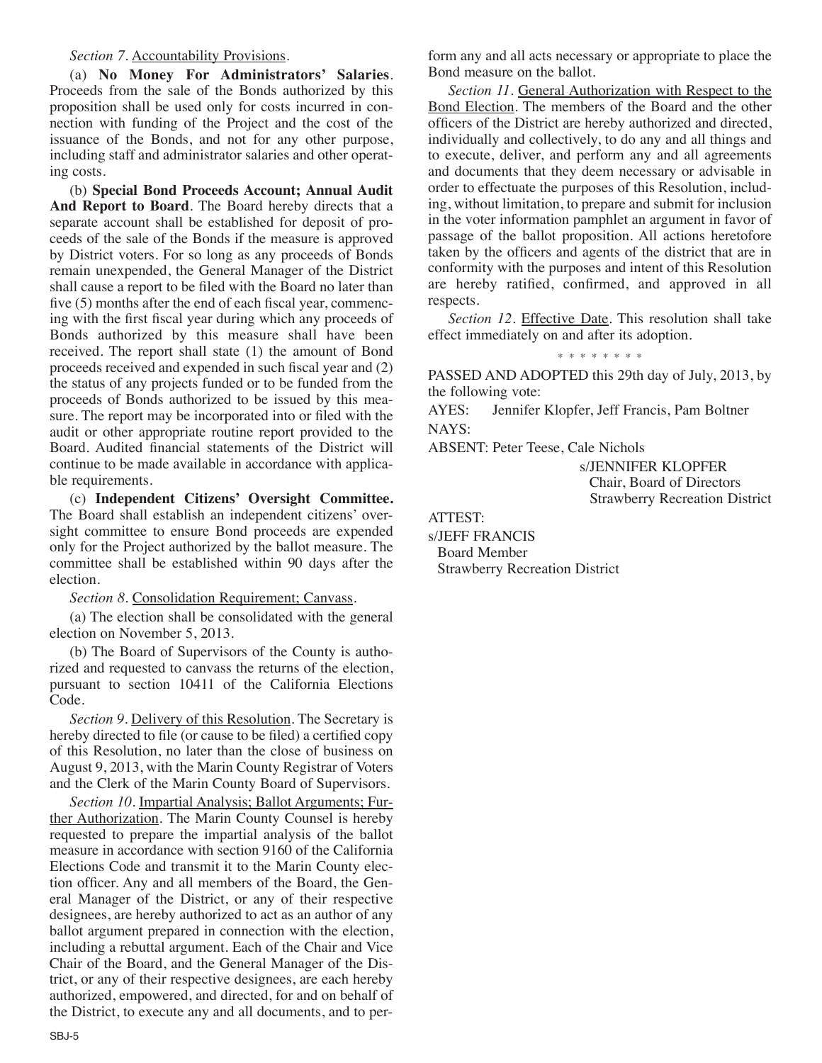*Section 7*. Accountability Provisions.

(a) **No Money For Administrators' Salaries**. Proceeds from the sale of the Bonds authorized by this proposition shall be used only for costs incurred in connection with funding of the Project and the cost of the issuance of the Bonds, and not for any other purpose, including staff and administrator salaries and other operating costs.

(b) **Special Bond Proceeds Account; Annual Audit And Report to Board**. The Board hereby directs that a separate account shall be established for deposit of proceeds of the sale of the Bonds if the measure is approved by District voters. For so long as any proceeds of Bonds remain unexpended, the General Manager of the District shall cause a report to be filed with the Board no later than five (5) months after the end of each fiscal year, commencing with the first fiscal year during which any proceeds of Bonds authorized by this measure shall have been received. The report shall state (1) the amount of Bond proceeds received and expended in such fiscal year and (2) the status of any projects funded or to be funded from the proceeds of Bonds authorized to be issued by this measure. The report may be incorporated into or filed with the audit or other appropriate routine report provided to the Board. Audited financial statements of the District will continue to be made available in accordance with applicable requirements.

(c) **Independent Citizens' Oversight Committee.** The Board shall establish an independent citizens' oversight committee to ensure Bond proceeds are expended only for the Project authorized by the ballot measure. The committee shall be established within 90 days after the election.

*Section 8*. Consolidation Requirement; Canvass.

(a) The election shall be consolidated with the general election on November 5, 2013.

(b) The Board of Supervisors of the County is authorized and requested to canvass the returns of the election, pursuant to section 10411 of the California Elections Code.

*Section 9*. Delivery of this Resolution. The Secretary is hereby directed to file (or cause to be filed) a certified copy of this Resolution, no later than the close of business on August 9, 2013, with the Marin County Registrar of Voters and the Clerk of the Marin County Board of Supervisors.

*Section 10*. Impartial Analysis; Ballot Arguments; Further Authorization. The Marin County Counsel is hereby requested to prepare the impartial analysis of the ballot measure in accordance with section 9160 of the California Elections Code and transmit it to the Marin County election officer. Any and all members of the Board, the General Manager of the District, or any of their respective designees, are hereby authorized to act as an author of any ballot argument prepared in connection with the election, including a rebuttal argument. Each of the Chair and Vice Chair of the Board, and the General Manager of the District, or any of their respective designees, are each hereby authorized, empowered, and directed, for and on behalf of the District, to execute any and all documents, and to perform any and all acts necessary or appropriate to place the Bond measure on the ballot.

*Section 11*. General Authorization with Respect to the Bond Election. The members of the Board and the other officers of the District are hereby authorized and directed, individually and collectively, to do any and all things and to execute, deliver, and perform any and all agreements and documents that they deem necessary or advisable in order to effectuate the purposes of this Resolution, including, without limitation, to prepare and submit for inclusion in the voter information pamphlet an argument in favor of passage of the ballot proposition. All actions heretofore taken by the officers and agents of the district that are in conformity with the purposes and intent of this Resolution are hereby ratified, confirmed, and approved in all respects.

*Section 12*. Effective Date. This resolution shall take effect immediately on and after its adoption.

\* \* \* \* \* \* \* \*

PASSED AND ADOPTED this 29th day of July, 2013, by the following vote:

AYES: Jennifer Klopfer, Jeff Francis, Pam Boltner

NAYS:

ABSENT: Peter Teese, Cale Nichols

s/JENNIFER KLOPFER
Chair, Board of Directors
Strawberry Recreation District

ATTEST:

s/JEFF FRANCIS
Board Member
Strawberry Recreation District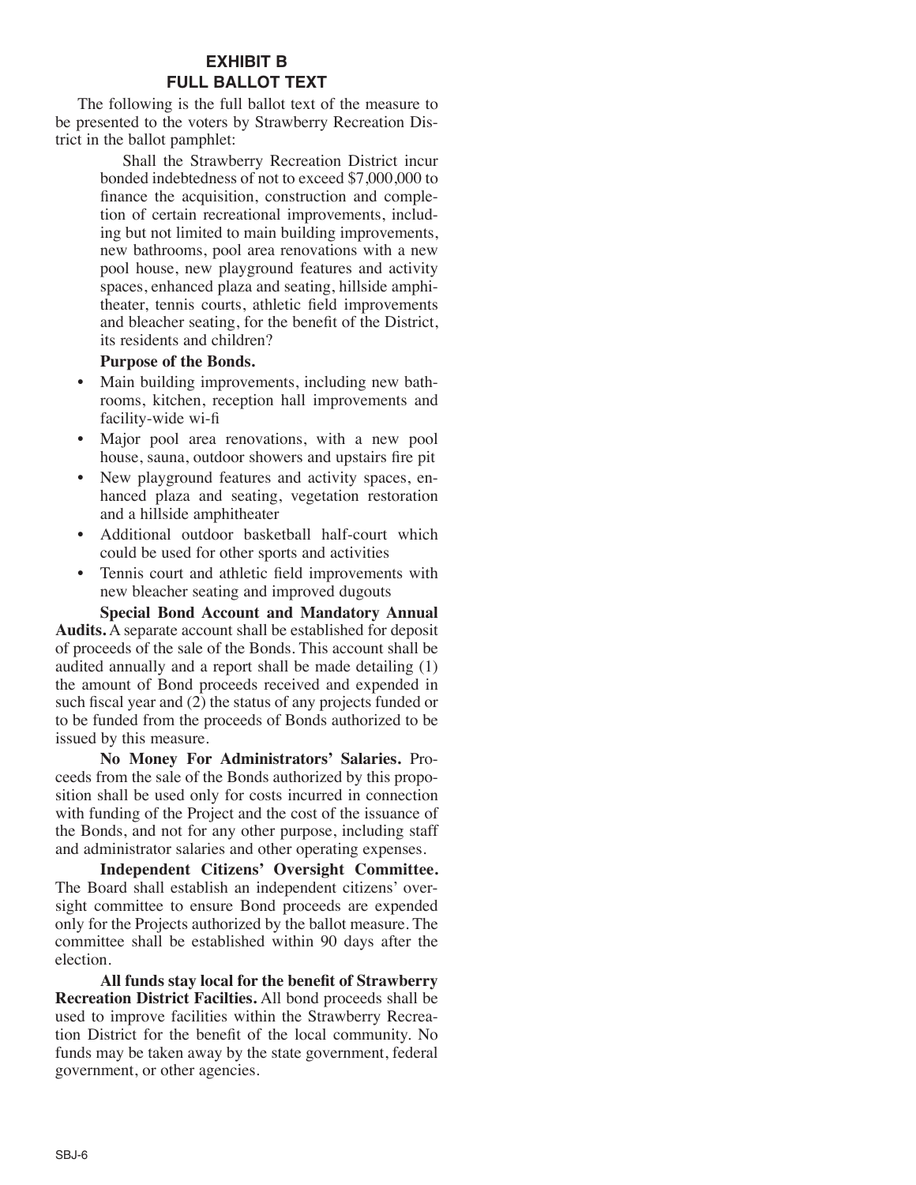## EXHIBIT B
## FULL BALLOT TEXT

The following is the full ballot text of the measure to be presented to the voters by Strawberry Recreation District in the ballot pamphlet:

> Shall the Strawberry Recreation District incur bonded indebtedness of not to exceed $7,000,000 to finance the acquisition, construction and completion of certain recreational improvements, including but not limited to main building improvements, new bathrooms, pool area renovations with a new pool house, new playground features and activity spaces, enhanced plaza and seating, hillside amphitheater, tennis courts, athletic field improvements and bleacher seating, for the benefit of the District, its residents and children?

**Purpose of the Bonds.**

- Main building improvements, including new bathrooms, kitchen, reception hall improvements and facility-wide wi-fi
- Major pool area renovations, with a new pool house, sauna, outdoor showers and upstairs fire pit
- New playground features and activity spaces, enhanced plaza and seating, vegetation restoration and a hillside amphitheater
- Additional outdoor basketball half-court which could be used for other sports and activities
- Tennis court and athletic field improvements with new bleacher seating and improved dugouts

**Special Bond Account and Mandatory Annual Audits.** A separate account shall be established for deposit of proceeds of the sale of the Bonds. This account shall be audited annually and a report shall be made detailing (1) the amount of Bond proceeds received and expended in such fiscal year and (2) the status of any projects funded or to be funded from the proceeds of Bonds authorized to be issued by this measure.

**No Money For Administrators' Salaries.** Proceeds from the sale of the Bonds authorized by this proposition shall be used only for costs incurred in connection with funding of the Project and the cost of the issuance of the Bonds, and not for any other purpose, including staff and administrator salaries and other operating expenses.

**Independent Citizens' Oversight Committee.** The Board shall establish an independent citizens' oversight committee to ensure Bond proceeds are expended only for the Projects authorized by the ballot measure. The committee shall be established within 90 days after the election.

**All funds stay local for the benefit of Strawberry Recreation District Facilties.** All bond proceeds shall be used to improve facilities within the Strawberry Recreation District for the benefit of the local community. No funds may be taken away by the state government, federal government, or other agencies.